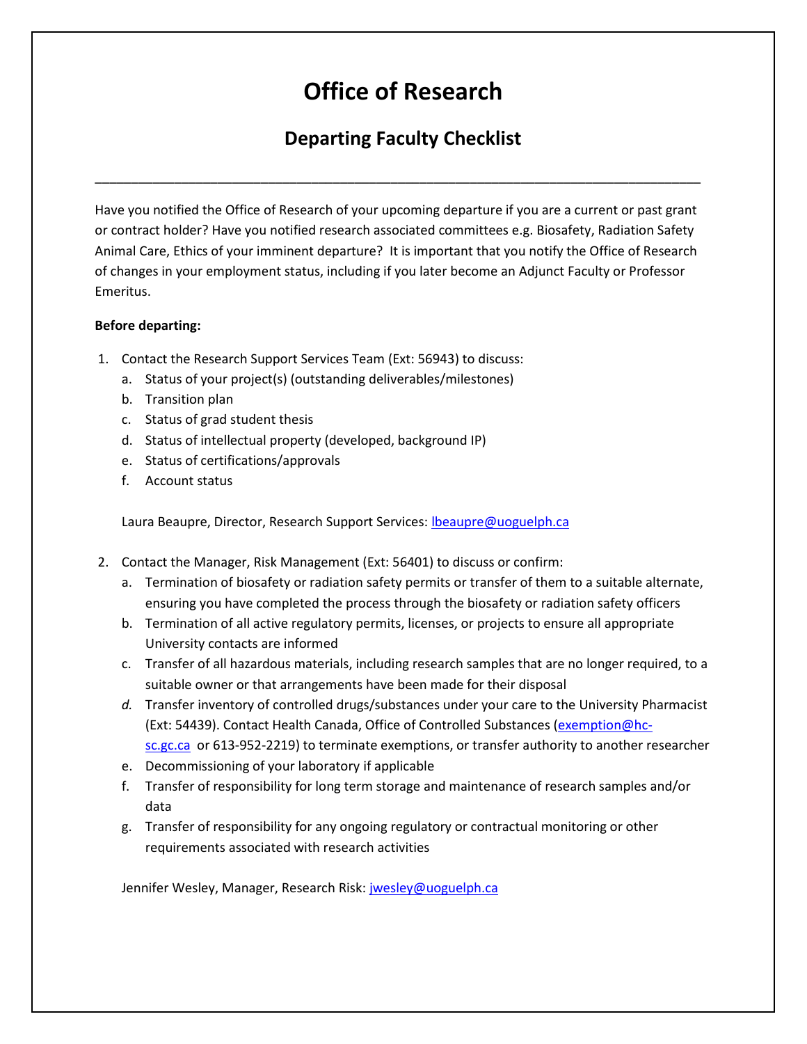# Office of Research

## Departing Faculty Checklist

---

Have you notified the Office of Research of your upcoming departure if you are a current or past grant or contract holder? Have you notified research associated committees e.g. Biosafety, Radiation Safety Animal Care, Ethics of your imminent departure? It is important that you notify the Office of Research of changes in your employment status, including if you later become an Adjunct Faculty or Professor Emeritus.

**Before departing:**

1. Contact the Research Support Services Team (Ext: 56943) to discuss:
   a. Status of your project(s) (outstanding deliverables/milestones)
   b. Transition plan
   c. Status of grad student thesis
   d. Status of intellectual property (developed, background IP)
   e. Status of certifications/approvals
   f. Account status

   Laura Beaupre, Director, Research Support Services: lbeaupre@uoguelph.ca

2. Contact the Manager, Risk Management (Ext: 56401) to discuss or confirm:
   a. Termination of biosafety or radiation safety permits or transfer of them to a suitable alternate, ensuring you have completed the process through the biosafety or radiation safety officers
   b. Termination of all active regulatory permits, licenses, or projects to ensure all appropriate University contacts are informed
   c. Transfer of all hazardous materials, including research samples that are no longer required, to a suitable owner or that arrangements have been made for their disposal
   *d.* Transfer inventory of controlled drugs/substances under your care to the University Pharmacist (Ext: 54439). Contact Health Canada, Office of Controlled Substances (exemption@hc-sc.gc.ca or 613-952-2219) to terminate exemptions, or transfer authority to another researcher
   e. Decommissioning of your laboratory if applicable
   f. Transfer of responsibility for long term storage and maintenance of research samples and/or data
   g. Transfer of responsibility for any ongoing regulatory or contractual monitoring or other requirements associated with research activities

   Jennifer Wesley, Manager, Research Risk: jwesley@uoguelph.ca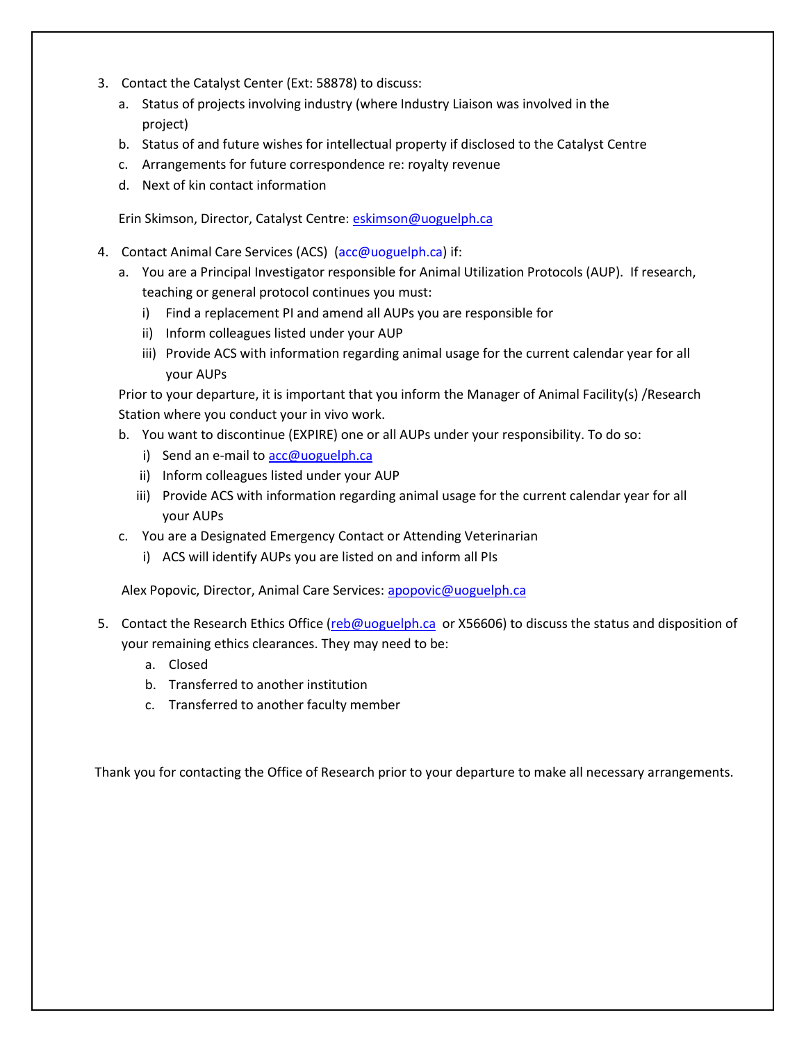3. Contact the Catalyst Center (Ext: 58878) to discuss:
   a. Status of projects involving industry (where Industry Liaison was involved in the project)
   b. Status of and future wishes for intellectual property if disclosed to the Catalyst Centre
   c. Arrangements for future correspondence re: royalty revenue
   d. Next of kin contact information

   Erin Skimson, Director, Catalyst Centre: eskimson@uoguelph.ca

4. Contact Animal Care Services (ACS) (acc@uoguelph.ca) if:
   a. You are a Principal Investigator responsible for Animal Utilization Protocols (AUP). If research, teaching or general protocol continues you must:
      i) Find a replacement PI and amend all AUPs you are responsible for
      ii) Inform colleagues listed under your AUP
      iii) Provide ACS with information regarding animal usage for the current calendar year for all your AUPs

   Prior to your departure, it is important that you inform the Manager of Animal Facility(s) /Research Station where you conduct your in vivo work.

   b. You want to discontinue (EXPIRE) one or all AUPs under your responsibility. To do so:
      i) Send an e-mail to acc@uoguelph.ca
      ii) Inform colleagues listed under your AUP
      iii) Provide ACS with information regarding animal usage for the current calendar year for all your AUPs
   c. You are a Designated Emergency Contact or Attending Veterinarian
      i) ACS will identify AUPs you are listed on and inform all PIs

   Alex Popovic, Director, Animal Care Services: apopovic@uoguelph.ca

5. Contact the Research Ethics Office (reb@uoguelph.ca or X56606) to discuss the status and disposition of your remaining ethics clearances. They may need to be:
   a. Closed
   b. Transferred to another institution
   c. Transferred to another faculty member

Thank you for contacting the Office of Research prior to your departure to make all necessary arrangements.